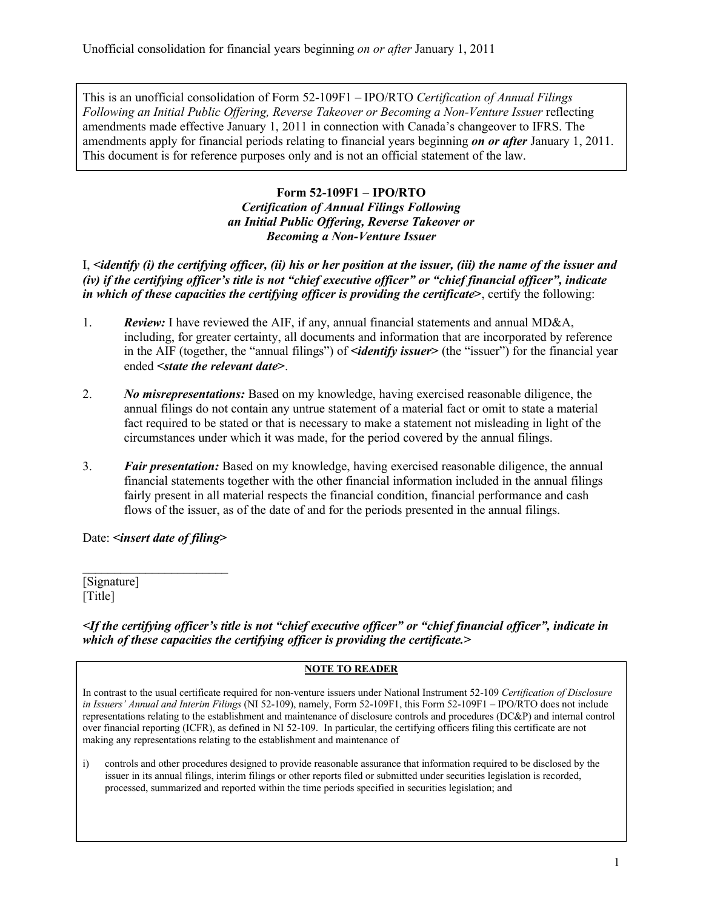Unofficial consolidation for financial years beginning *on or after* January 1, 2011

This is an unofficial consolidation of Form 52-109F1 – IPO/RTO *Certification of Annual Filings Following an Initial Public Offering, Reverse Takeover or Becoming a Non-Venture Issuer* reflecting amendments made effective January 1, 2011 in connection with Canada's changeover to IFRS. The amendments apply for financial periods relating to financial years beginning ***on or after*** January 1, 2011. This document is for reference purposes only and is not an official statement of the law.

**Form 52-109F1 – IPO/RTO**
***Certification of Annual Filings Following an Initial Public Offering, Reverse Takeover or Becoming a Non-Venture Issuer***

I, ***<identify (i) the certifying officer, (ii) his or her position at the issuer, (iii) the name of the issuer and (iv) if the certifying officer's title is not "chief executive officer" or "chief financial officer", indicate in which of these capacities the certifying officer is providing the certificate>***, certify the following:

1. ***Review:*** I have reviewed the AIF, if any, annual financial statements and annual MD&A, including, for greater certainty, all documents and information that are incorporated by reference in the AIF (together, the "annual filings") of ***<identify issuer>*** (the "issuer") for the financial year ended ***<state the relevant date>***.

2. ***No misrepresentations:*** Based on my knowledge, having exercised reasonable diligence, the annual filings do not contain any untrue statement of a material fact or omit to state a material fact required to be stated or that is necessary to make a statement not misleading in light of the circumstances under which it was made, for the period covered by the annual filings.

3. ***Fair presentation:*** Based on my knowledge, having exercised reasonable diligence, the annual financial statements together with the other financial information included in the annual filings fairly present in all material respects the financial condition, financial performance and cash flows of the issuer, as of the date of and for the periods presented in the annual filings.

Date: ***<insert date of filing>***

_______________________
[Signature]
[Title]

***<If the certifying officer's title is not "chief executive officer" or "chief financial officer", indicate in which of these capacities the certifying officer is providing the certificate.>***

**NOTE TO READER**

In contrast to the usual certificate required for non-venture issuers under National Instrument 52-109 *Certification of Disclosure in Issuers' Annual and Interim Filings* (NI 52-109), namely, Form 52-109F1, this Form 52-109F1 – IPO/RTO does not include representations relating to the establishment and maintenance of disclosure controls and procedures (DC&P) and internal control over financial reporting (ICFR), as defined in NI 52-109. In particular, the certifying officers filing this certificate are not making any representations relating to the establishment and maintenance of

i) controls and other procedures designed to provide reasonable assurance that information required to be disclosed by the issuer in its annual filings, interim filings or other reports filed or submitted under securities legislation is recorded, processed, summarized and reported within the time periods specified in securities legislation; and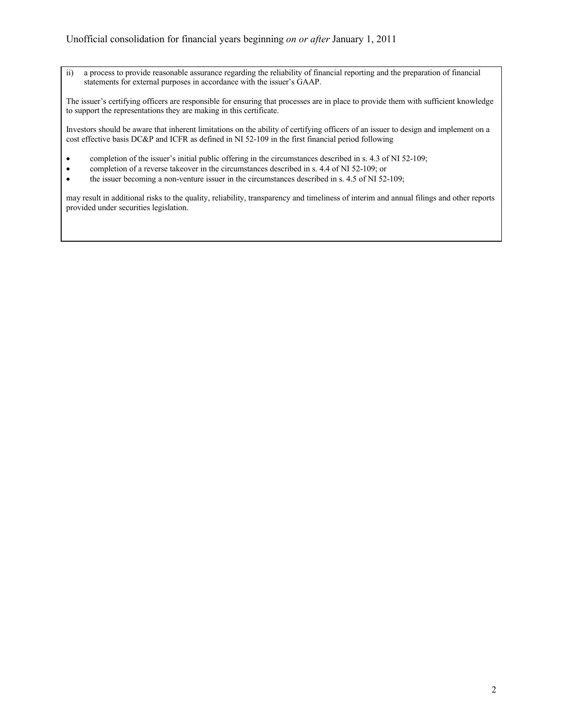ii) a process to provide reasonable assurance regarding the reliability of financial reporting and the preparation of financial statements for external purposes in accordance with the issuer's GAAP.

The issuer's certifying officers are responsible for ensuring that processes are in place to provide them with sufficient knowledge to support the representations they are making in this certificate.

Investors should be aware that inherent limitations on the ability of certifying officers of an issuer to design and implement on a cost effective basis DC&P and ICFR as defined in NI 52-109 in the first financial period following

- completion of the issuer's initial public offering in the circumstances described in s. 4.3 of NI 52-109;
- completion of a reverse takeover in the circumstances described in s. 4.4 of NI 52-109; or
- the issuer becoming a non-venture issuer in the circumstances described in s. 4.5 of NI 52-109;

may result in additional risks to the quality, reliability, transparency and timeliness of interim and annual filings and other reports provided under securities legislation.